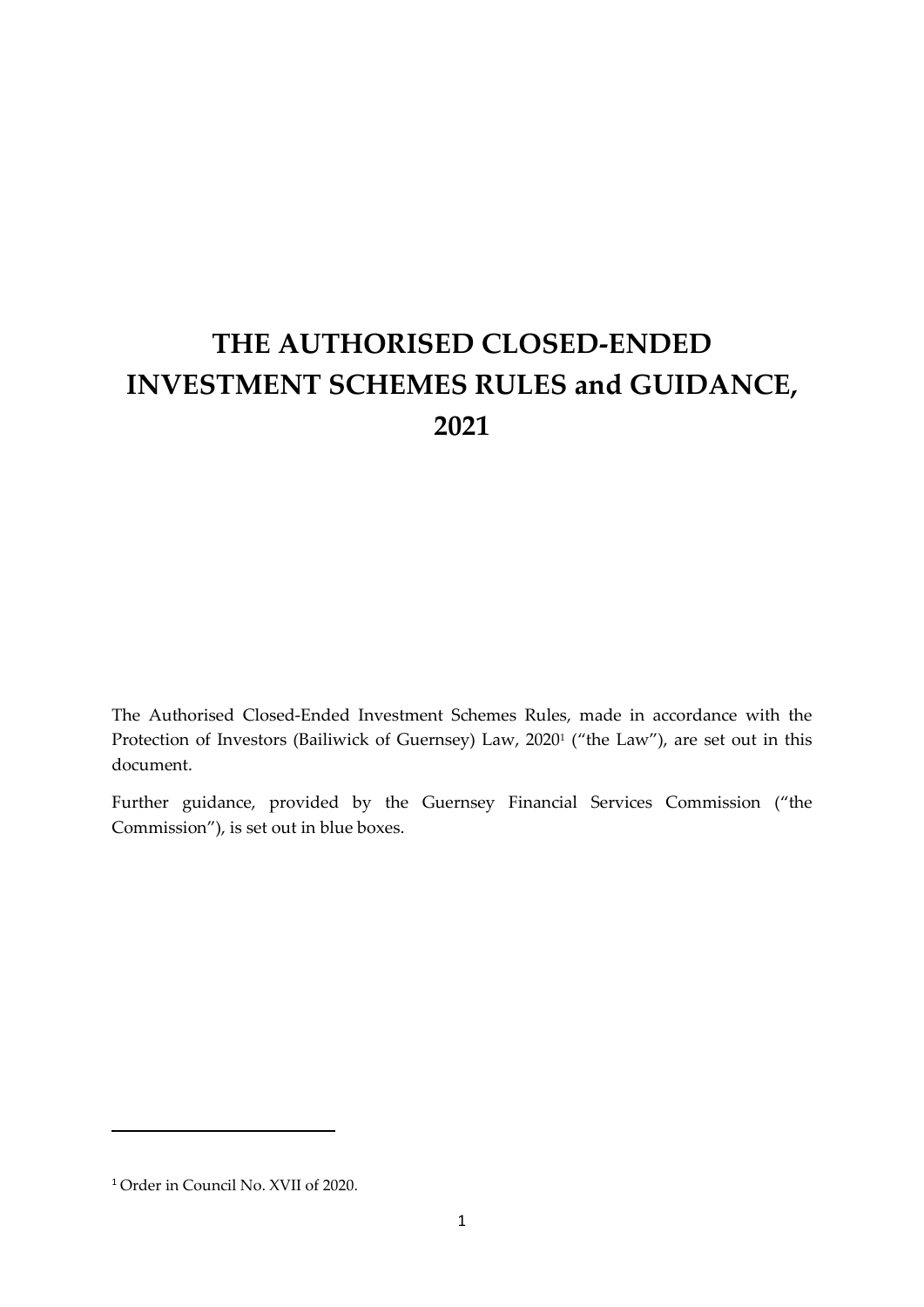# THE AUTHORISED CLOSED-ENDED INVESTMENT SCHEMES RULES and GUIDANCE, 2021

The Authorised Closed-Ended Investment Schemes Rules, made in accordance with the Protection of Investors (Bailiwick of Guernsey) Law, 2020[1] ("the Law"), are set out in this document.

Further guidance, provided by the Guernsey Financial Services Commission ("the Commission"), is set out in blue boxes.

---

[1] Order in Council No. XVII of 2020.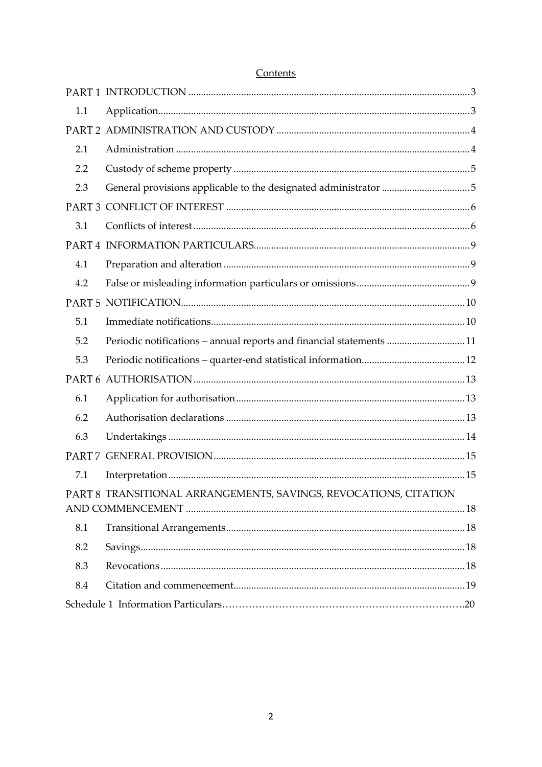Contents

| | | |
|---|---|---|
| PART 1 | INTRODUCTION | 3 |
| 1.1 | Application | 3 |
| PART 2 | ADMINISTRATION AND CUSTODY | 4 |
| 2.1 | Administration | 4 |
| 2.2 | Custody of scheme property | 5 |
| 2.3 | General provisions applicable to the designated administrator | 5 |
| PART 3 | CONFLICT OF INTEREST | 6 |
| 3.1 | Conflicts of interest | 6 |
| PART 4 | INFORMATION PARTICULARS | 9 |
| 4.1 | Preparation and alteration | 9 |
| 4.2 | False or misleading information particulars or omissions | 9 |
| PART 5 | NOTIFICATION | 10 |
| 5.1 | Immediate notifications | 10 |
| 5.2 | Periodic notifications – annual reports and financial statements | 11 |
| 5.3 | Periodic notifications – quarter-end statistical information | 12 |
| PART 6 | AUTHORISATION | 13 |
| 6.1 | Application for authorisation | 13 |
| 6.2 | Authorisation declarations | 13 |
| 6.3 | Undertakings | 14 |
| PART 7 | GENERAL PROVISION | 15 |
| 7.1 | Interpretation | 15 |
| PART 8 | TRANSITIONAL ARRANGEMENTS, SAVINGS, REVOCATIONS, CITATION AND COMMENCEMENT | 18 |
| 8.1 | Transitional Arrangements | 18 |
| 8.2 | Savings | 18 |
| 8.3 | Revocations | 18 |
| 8.4 | Citation and commencement | 19 |
| Schedule 1 | Information Particulars | 20 |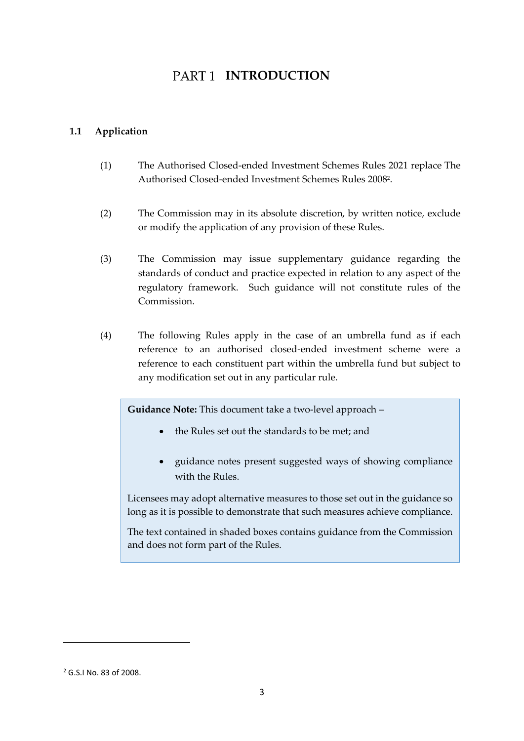# PART 1 INTRODUCTION

## 1.1 Application

(1) The Authorised Closed-ended Investment Schemes Rules 2021 replace The Authorised Closed-ended Investment Schemes Rules 2008[2].

(2) The Commission may in its absolute discretion, by written notice, exclude or modify the application of any provision of these Rules.

(3) The Commission may issue supplementary guidance regarding the standards of conduct and practice expected in relation to any aspect of the regulatory framework. Such guidance will not constitute rules of the Commission.

(4) The following Rules apply in the case of an umbrella fund as if each reference to an authorised closed-ended investment scheme were a reference to each constituent part within the umbrella fund but subject to any modification set out in any particular rule.

> **Guidance Note:** This document take a two-level approach –
>
> - the Rules set out the standards to be met; and
> - guidance notes present suggested ways of showing compliance with the Rules.
>
> Licensees may adopt alternative measures to those set out in the guidance so long as it is possible to demonstrate that such measures achieve compliance.
>
> The text contained in shaded boxes contains guidance from the Commission and does not form part of the Rules.

---

[2] G.S.I No. 83 of 2008.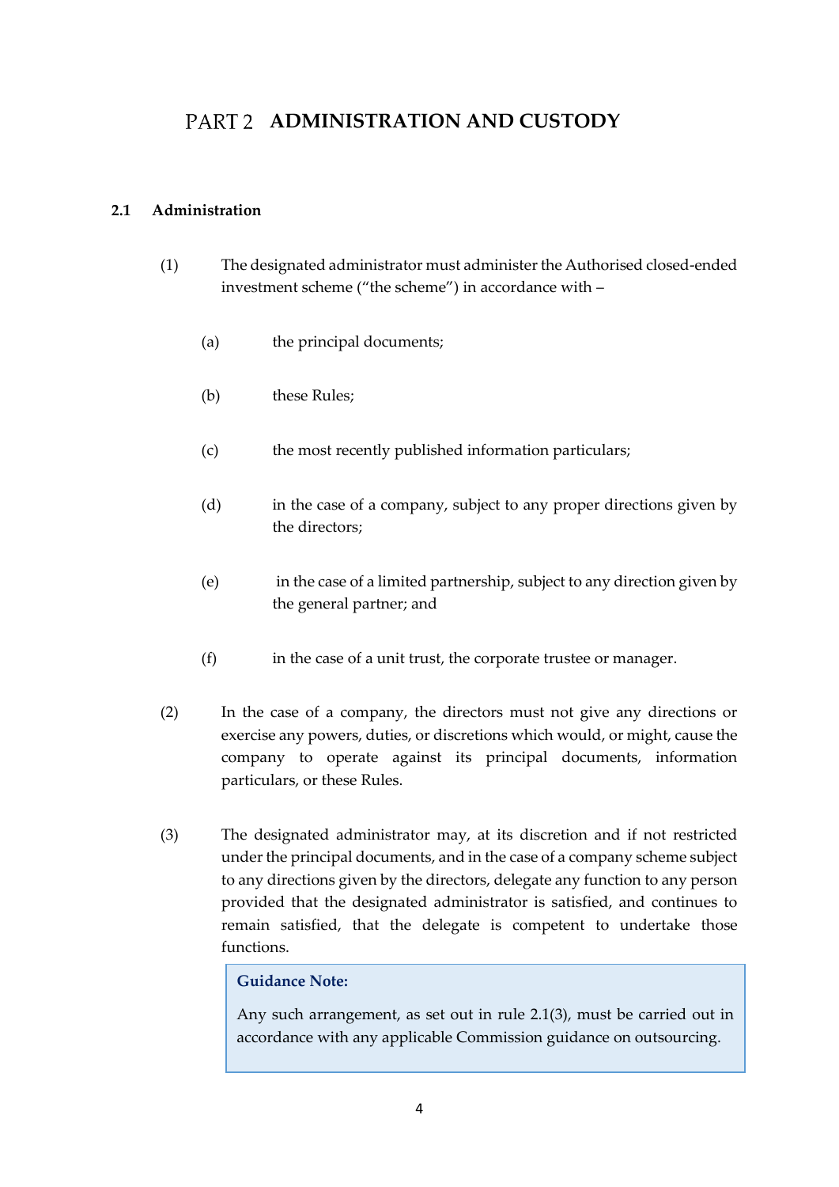# PART 2 ADMINISTRATION AND CUSTODY

## 2.1 Administration

(1) The designated administrator must administer the Authorised closed-ended investment scheme ("the scheme") in accordance with –

  (a) the principal documents;

  (b) these Rules;

  (c) the most recently published information particulars;

  (d) in the case of a company, subject to any proper directions given by the directors;

  (e) in the case of a limited partnership, subject to any direction given by the general partner; and

  (f) in the case of a unit trust, the corporate trustee or manager.

(2) In the case of a company, the directors must not give any directions or exercise any powers, duties, or discretions which would, or might, cause the company to operate against its principal documents, information particulars, or these Rules.

(3) The designated administrator may, at its discretion and if not restricted under the principal documents, and in the case of a company scheme subject to any directions given by the directors, delegate any function to any person provided that the designated administrator is satisfied, and continues to remain satisfied, that the delegate is competent to undertake those functions.

> **Guidance Note:**
>
> Any such arrangement, as set out in rule 2.1(3), must be carried out in accordance with any applicable Commission guidance on outsourcing.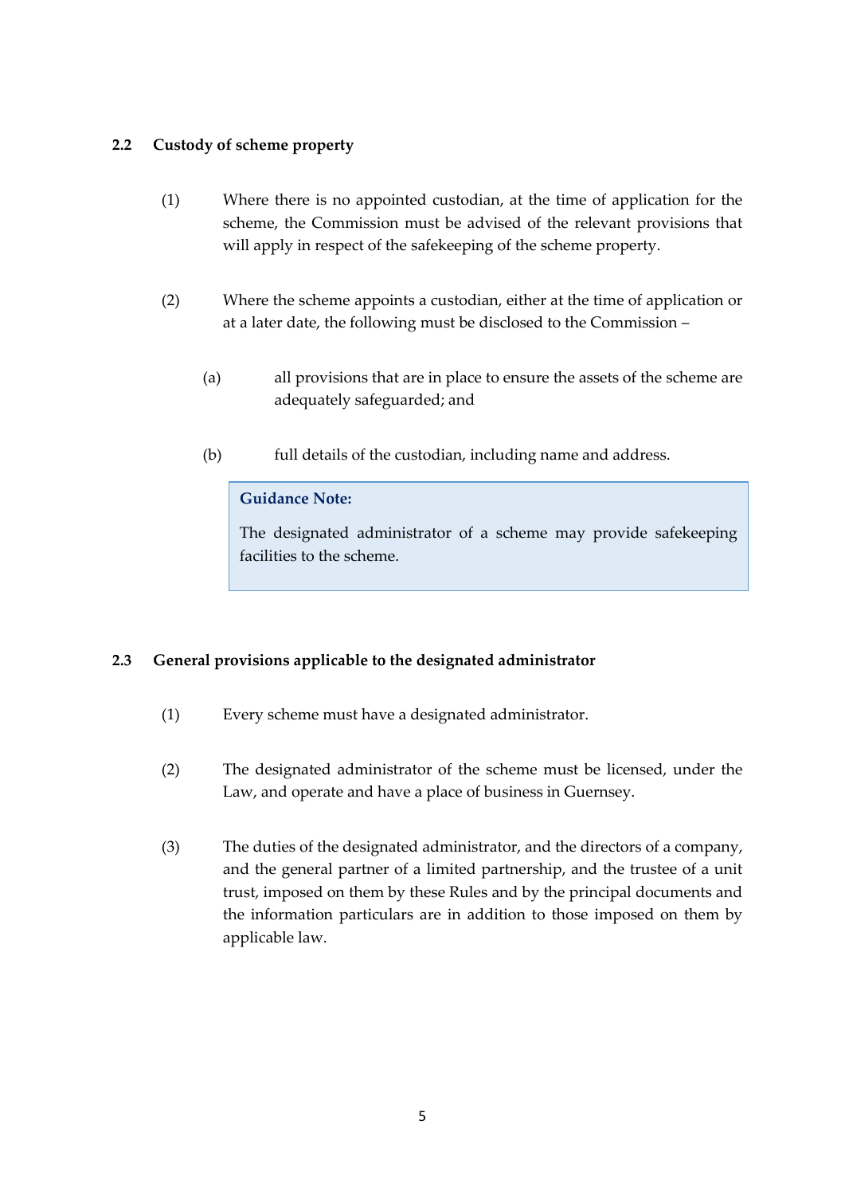### 2.2 Custody of scheme property

(1) Where there is no appointed custodian, at the time of application for the scheme, the Commission must be advised of the relevant provisions that will apply in respect of the safekeeping of the scheme property.

(2) Where the scheme appoints a custodian, either at the time of application or at a later date, the following must be disclosed to the Commission –

(a) all provisions that are in place to ensure the assets of the scheme are adequately safeguarded; and

(b) full details of the custodian, including name and address.

> **Guidance Note:**
>
> The designated administrator of a scheme may provide safekeeping facilities to the scheme.

### 2.3 General provisions applicable to the designated administrator

(1) Every scheme must have a designated administrator.

(2) The designated administrator of the scheme must be licensed, under the Law, and operate and have a place of business in Guernsey.

(3) The duties of the designated administrator, and the directors of a company, and the general partner of a limited partnership, and the trustee of a unit trust, imposed on them by these Rules and by the principal documents and the information particulars are in addition to those imposed on them by applicable law.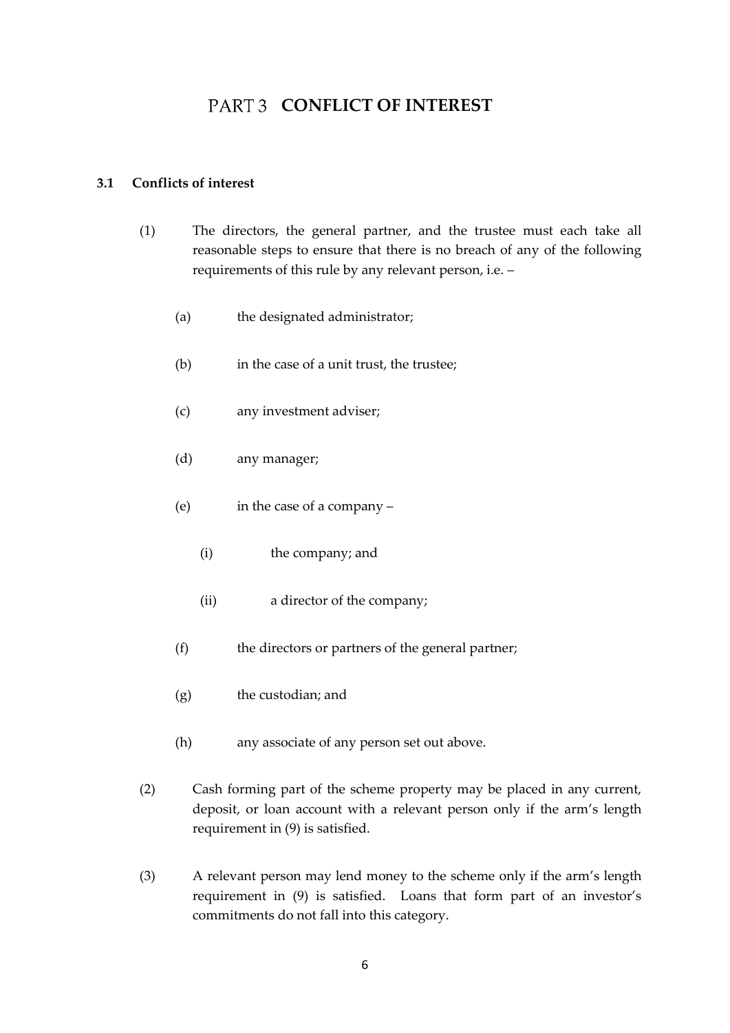# PART 3 **CONFLICT OF INTEREST**

## 3.1 Conflicts of interest

(1) The directors, the general partner, and the trustee must each take all reasonable steps to ensure that there is no breach of any of the following requirements of this rule by any relevant person, i.e. –

- (a) the designated administrator;
- (b) in the case of a unit trust, the trustee;
- (c) any investment adviser;
- (d) any manager;
- (e) in the case of a company –
  - (i) the company; and
  - (ii) a director of the company;
- (f) the directors or partners of the general partner;
- (g) the custodian; and
- (h) any associate of any person set out above.

(2) Cash forming part of the scheme property may be placed in any current, deposit, or loan account with a relevant person only if the arm's length requirement in (9) is satisfied.

(3) A relevant person may lend money to the scheme only if the arm's length requirement in (9) is satisfied. Loans that form part of an investor's commitments do not fall into this category.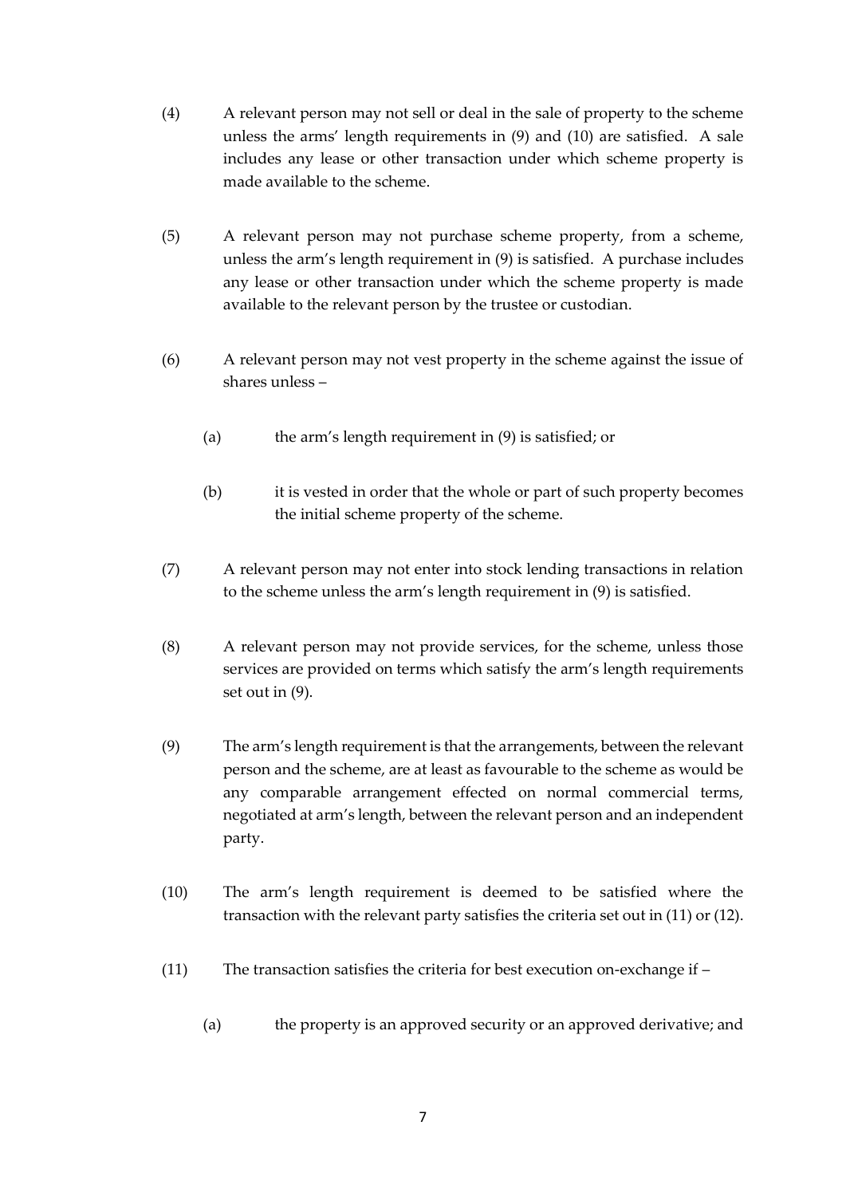(4) A relevant person may not sell or deal in the sale of property to the scheme unless the arms' length requirements in (9) and (10) are satisfied. A sale includes any lease or other transaction under which scheme property is made available to the scheme.

(5) A relevant person may not purchase scheme property, from a scheme, unless the arm's length requirement in (9) is satisfied. A purchase includes any lease or other transaction under which the scheme property is made available to the relevant person by the trustee or custodian.

(6) A relevant person may not vest property in the scheme against the issue of shares unless –

   (a) the arm's length requirement in (9) is satisfied; or

   (b) it is vested in order that the whole or part of such property becomes the initial scheme property of the scheme.

(7) A relevant person may not enter into stock lending transactions in relation to the scheme unless the arm's length requirement in (9) is satisfied.

(8) A relevant person may not provide services, for the scheme, unless those services are provided on terms which satisfy the arm's length requirements set out in (9).

(9) The arm's length requirement is that the arrangements, between the relevant person and the scheme, are at least as favourable to the scheme as would be any comparable arrangement effected on normal commercial terms, negotiated at arm's length, between the relevant person and an independent party.

(10) The arm's length requirement is deemed to be satisfied where the transaction with the relevant party satisfies the criteria set out in (11) or (12).

(11) The transaction satisfies the criteria for best execution on-exchange if –

   (a) the property is an approved security or an approved derivative; and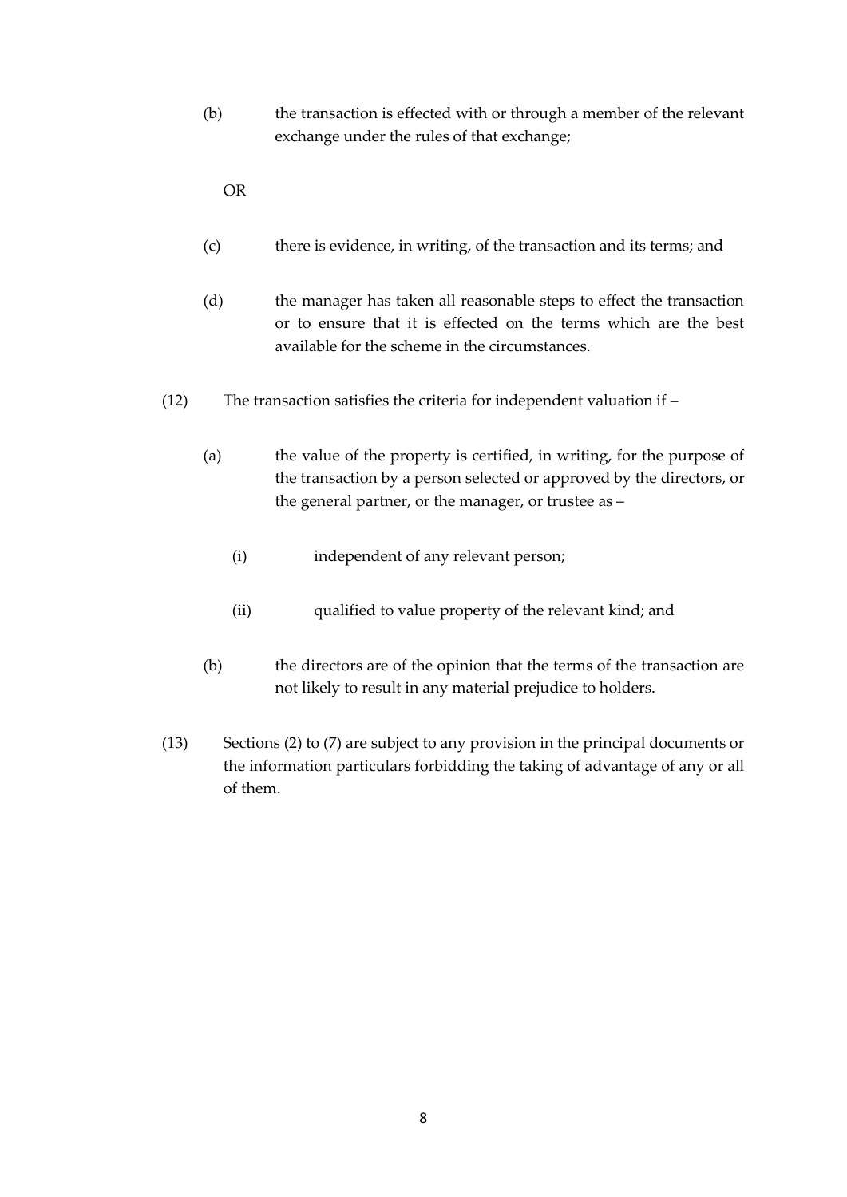(b) the transaction is effected with or through a member of the relevant exchange under the rules of that exchange;

OR

(c) there is evidence, in writing, of the transaction and its terms; and

(d) the manager has taken all reasonable steps to effect the transaction or to ensure that it is effected on the terms which are the best available for the scheme in the circumstances.

(12) The transaction satisfies the criteria for independent valuation if –

(a) the value of the property is certified, in writing, for the purpose of the transaction by a person selected or approved by the directors, or the general partner, or the manager, or trustee as –

(i) independent of any relevant person;

(ii) qualified to value property of the relevant kind; and

(b) the directors are of the opinion that the terms of the transaction are not likely to result in any material prejudice to holders.

(13) Sections (2) to (7) are subject to any provision in the principal documents or the information particulars forbidding the taking of advantage of any or all of them.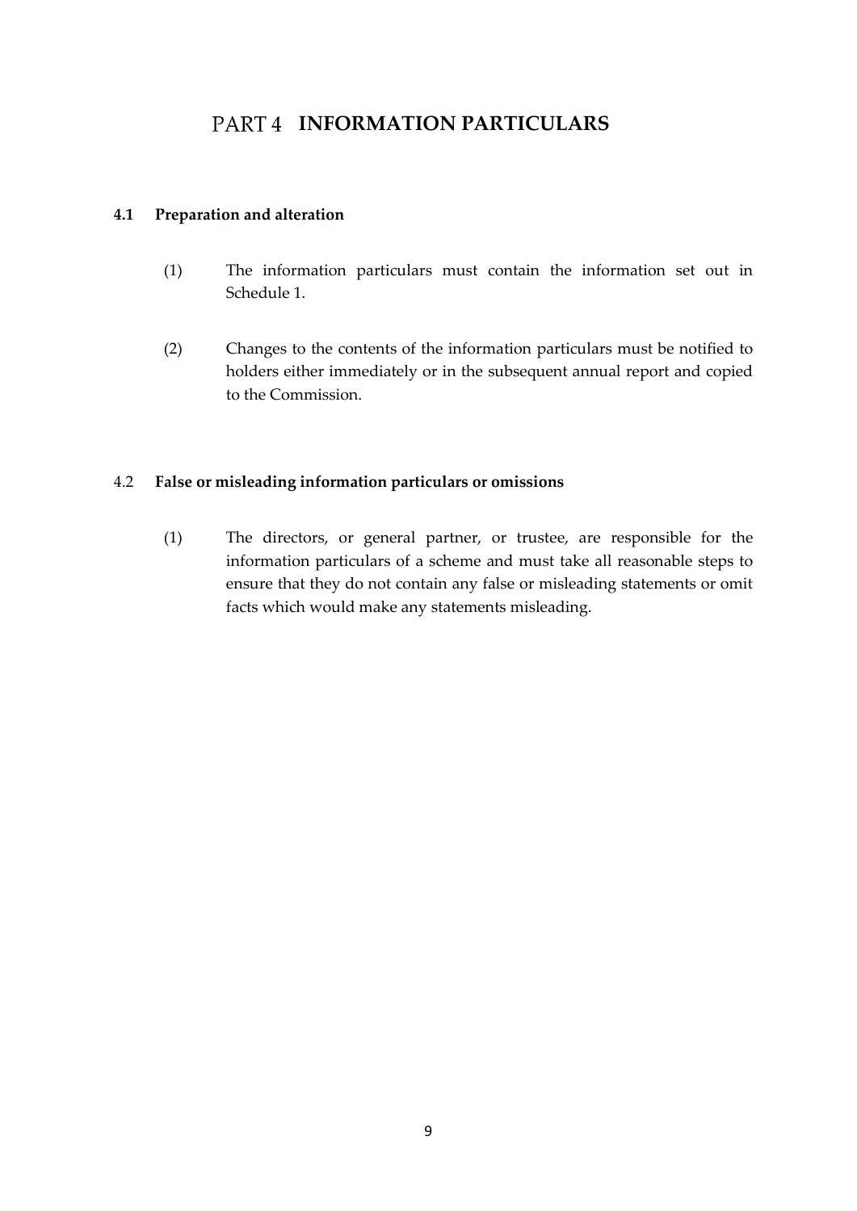# PART 4 INFORMATION PARTICULARS

**4.1 Preparation and alteration**

(1) The information particulars must contain the information set out in Schedule 1.

(2) Changes to the contents of the information particulars must be notified to holders either immediately or in the subsequent annual report and copied to the Commission.

4.2 **False or misleading information particulars or omissions**

(1) The directors, or general partner, or trustee, are responsible for the information particulars of a scheme and must take all reasonable steps to ensure that they do not contain any false or misleading statements or omit facts which would make any statements misleading.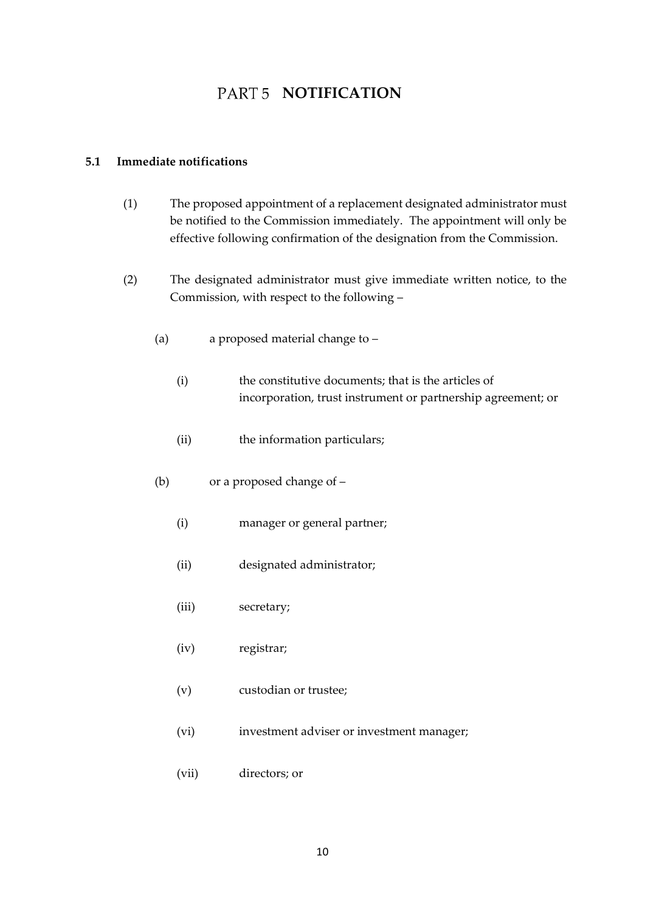# PART 5 NOTIFICATION

## 5.1 Immediate notifications

(1) The proposed appointment of a replacement designated administrator must be notified to the Commission immediately. The appointment will only be effective following confirmation of the designation from the Commission.

(2) The designated administrator must give immediate written notice, to the Commission, with respect to the following –

(a) a proposed material change to –

(i) the constitutive documents; that is the articles of incorporation, trust instrument or partnership agreement; or

(ii) the information particulars;

(b) or a proposed change of –

(i) manager or general partner;

(ii) designated administrator;

(iii) secretary;

(iv) registrar;

(v) custodian or trustee;

(vi) investment adviser or investment manager;

(vii) directors; or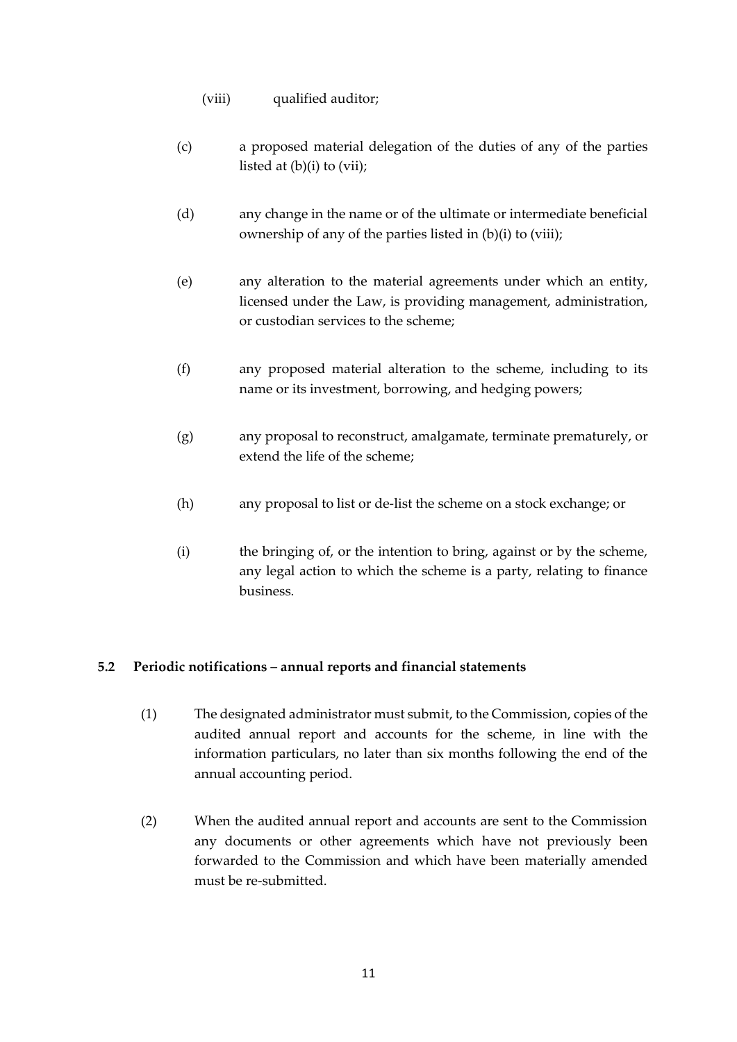(viii) qualified auditor;

(c) a proposed material delegation of the duties of any of the parties listed at (b)(i) to (vii);

(d) any change in the name or of the ultimate or intermediate beneficial ownership of any of the parties listed in (b)(i) to (viii);

(e) any alteration to the material agreements under which an entity, licensed under the Law, is providing management, administration, or custodian services to the scheme;

(f) any proposed material alteration to the scheme, including to its name or its investment, borrowing, and hedging powers;

(g) any proposal to reconstruct, amalgamate, terminate prematurely, or extend the life of the scheme;

(h) any proposal to list or de-list the scheme on a stock exchange; or

(i) the bringing of, or the intention to bring, against or by the scheme, any legal action to which the scheme is a party, relating to finance business.

### 5.2 Periodic notifications – annual reports and financial statements

(1) The designated administrator must submit, to the Commission, copies of the audited annual report and accounts for the scheme, in line with the information particulars, no later than six months following the end of the annual accounting period.

(2) When the audited annual report and accounts are sent to the Commission any documents or other agreements which have not previously been forwarded to the Commission and which have been materially amended must be re-submitted.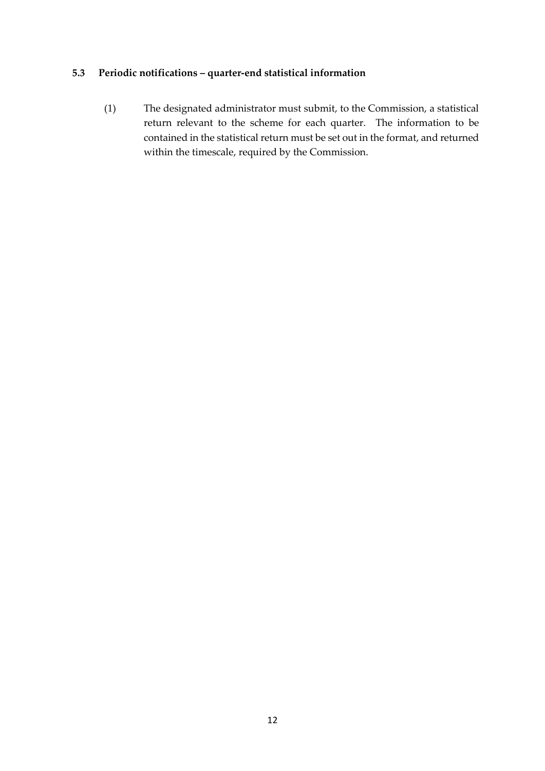### 5.3 Periodic notifications – quarter-end statistical information

(1) The designated administrator must submit, to the Commission, a statistical return relevant to the scheme for each quarter. The information to be contained in the statistical return must be set out in the format, and returned within the timescale, required by the Commission.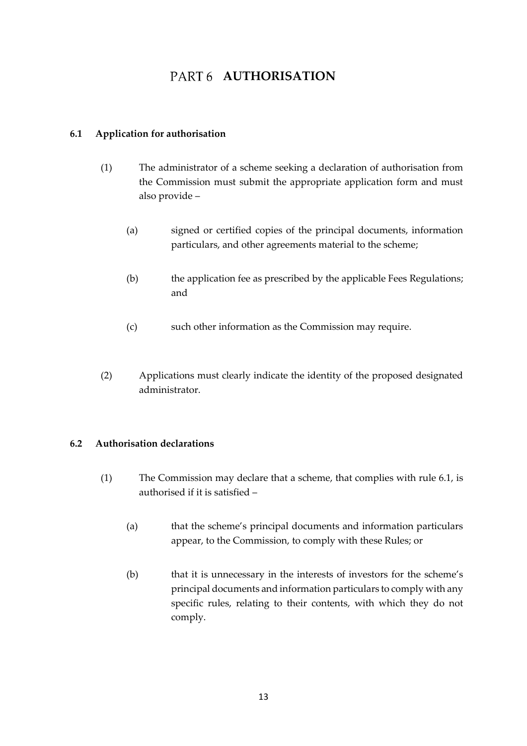# PART 6 AUTHORISATION

## 6.1 Application for authorisation

(1) The administrator of a scheme seeking a declaration of authorisation from the Commission must submit the appropriate application form and must also provide –

(a) signed or certified copies of the principal documents, information particulars, and other agreements material to the scheme;

(b) the application fee as prescribed by the applicable Fees Regulations; and

(c) such other information as the Commission may require.

(2) Applications must clearly indicate the identity of the proposed designated administrator.

## 6.2 Authorisation declarations

(1) The Commission may declare that a scheme, that complies with rule 6.1, is authorised if it is satisfied –

(a) that the scheme's principal documents and information particulars appear, to the Commission, to comply with these Rules; or

(b) that it is unnecessary in the interests of investors for the scheme's principal documents and information particulars to comply with any specific rules, relating to their contents, with which they do not comply.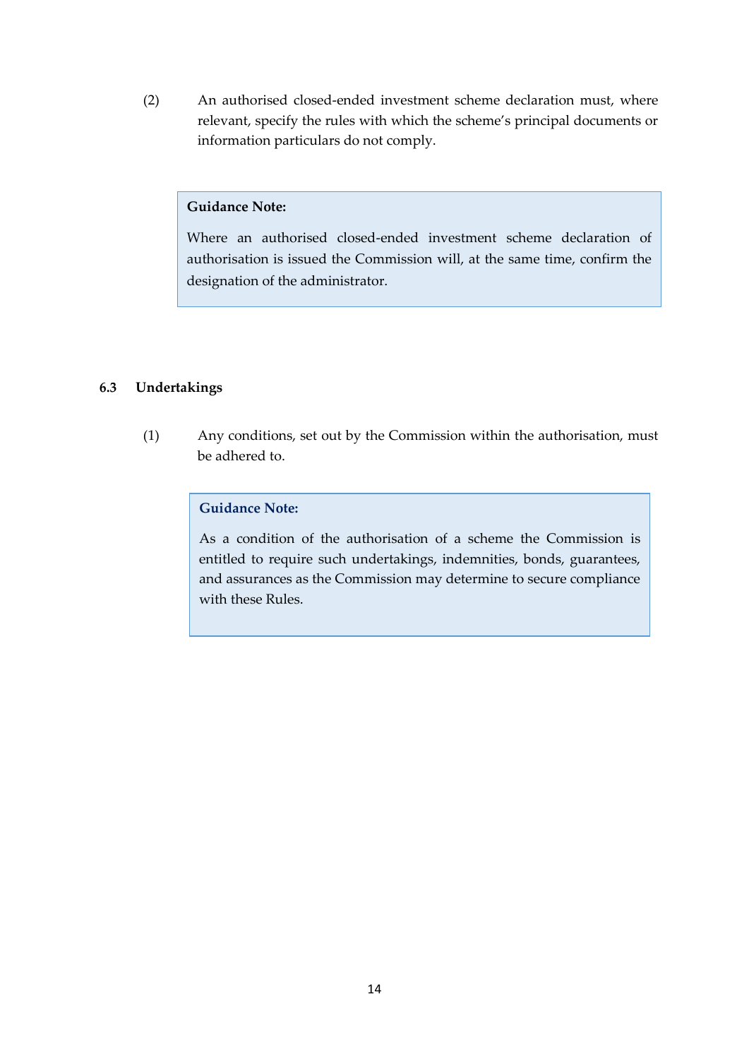(2) An authorised closed-ended investment scheme declaration must, where relevant, specify the rules with which the scheme's principal documents or information particulars do not comply.

> **Guidance Note:**
>
> Where an authorised closed-ended investment scheme declaration of authorisation is issued the Commission will, at the same time, confirm the designation of the administrator.

### 6.3 Undertakings

(1) Any conditions, set out by the Commission within the authorisation, must be adhered to.

> **Guidance Note:**
>
> As a condition of the authorisation of a scheme the Commission is entitled to require such undertakings, indemnities, bonds, guarantees, and assurances as the Commission may determine to secure compliance with these Rules.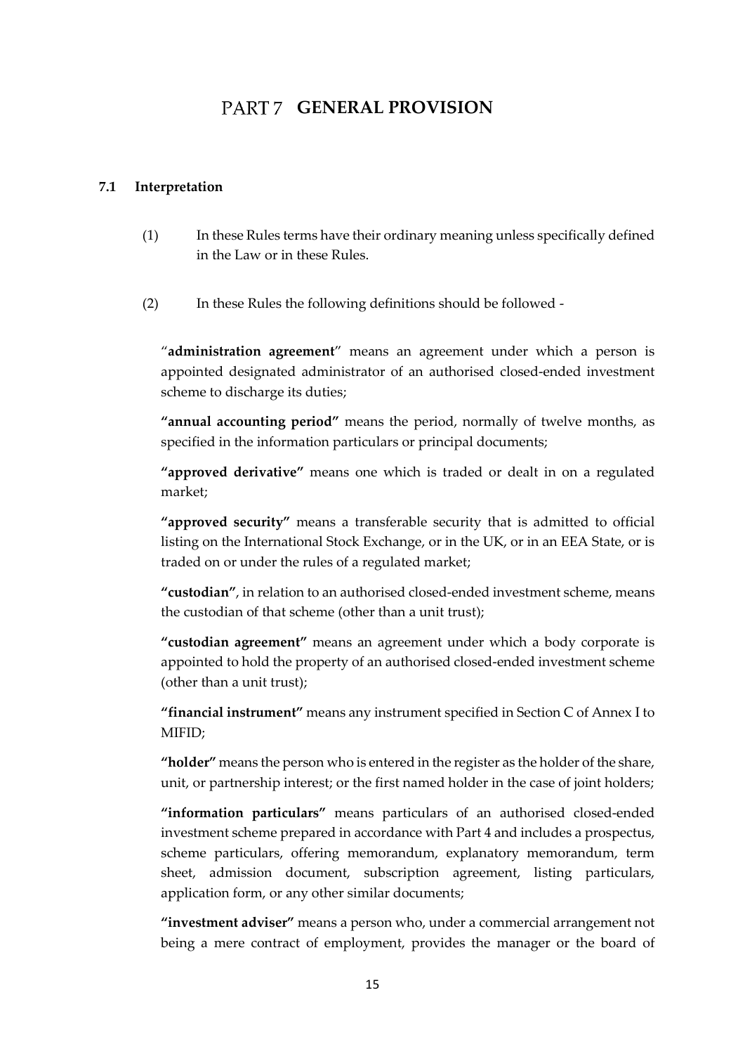# PART 7 GENERAL PROVISION

### 7.1 Interpretation

(1) In these Rules terms have their ordinary meaning unless specifically defined in the Law or in these Rules.

(2) In these Rules the following definitions should be followed -

"**administration agreement**" means an agreement under which a person is appointed designated administrator of an authorised closed-ended investment scheme to discharge its duties;

**"annual accounting period"** means the period, normally of twelve months, as specified in the information particulars or principal documents;

**"approved derivative"** means one which is traded or dealt in on a regulated market;

**"approved security"** means a transferable security that is admitted to official listing on the International Stock Exchange, or in the UK, or in an EEA State, or is traded on or under the rules of a regulated market;

**"custodian"**, in relation to an authorised closed-ended investment scheme, means the custodian of that scheme (other than a unit trust);

**"custodian agreement"** means an agreement under which a body corporate is appointed to hold the property of an authorised closed-ended investment scheme (other than a unit trust);

**"financial instrument"** means any instrument specified in Section C of Annex I to MIFID;

**"holder"** means the person who is entered in the register as the holder of the share, unit, or partnership interest; or the first named holder in the case of joint holders;

**"information particulars"** means particulars of an authorised closed-ended investment scheme prepared in accordance with Part 4 and includes a prospectus, scheme particulars, offering memorandum, explanatory memorandum, term sheet, admission document, subscription agreement, listing particulars, application form, or any other similar documents;

**"investment adviser"** means a person who, under a commercial arrangement not being a mere contract of employment, provides the manager or the board of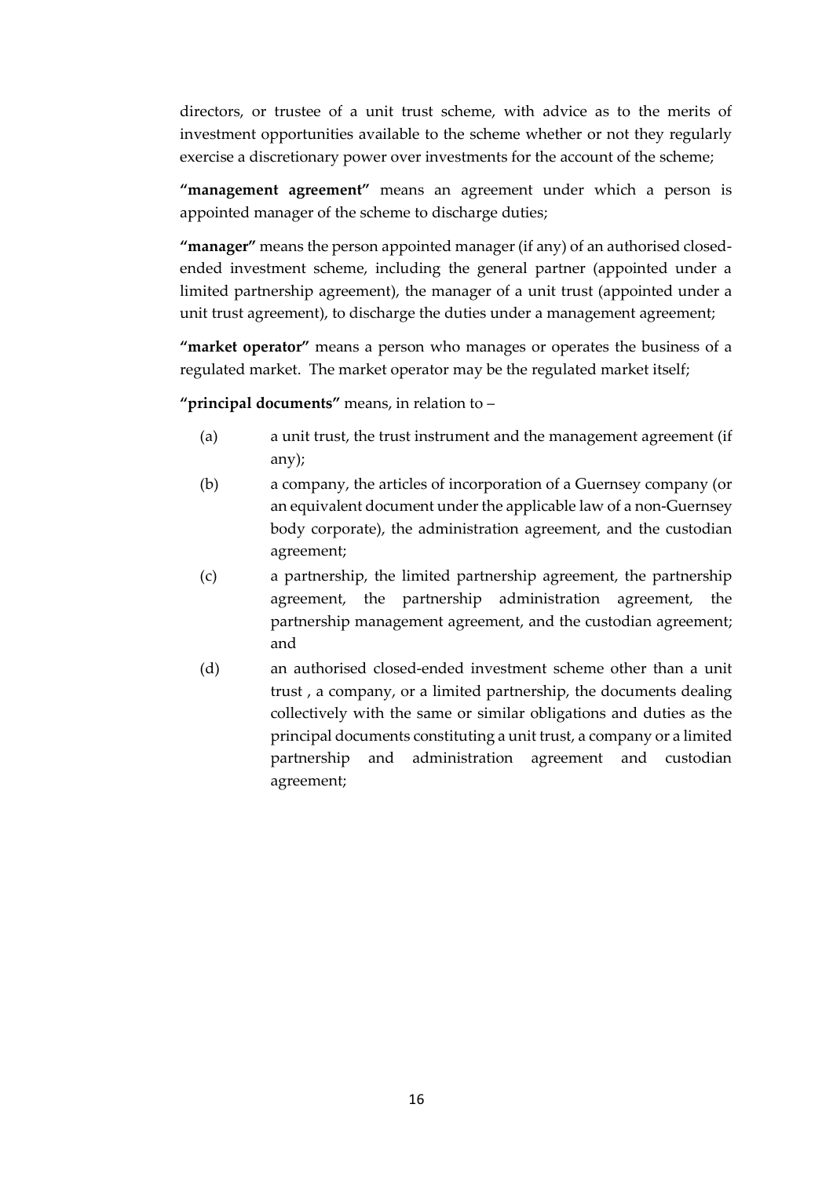directors, or trustee of a unit trust scheme, with advice as to the merits of investment opportunities available to the scheme whether or not they regularly exercise a discretionary power over investments for the account of the scheme;

**"management agreement"** means an agreement under which a person is appointed manager of the scheme to discharge duties;

**"manager"** means the person appointed manager (if any) of an authorised closed-ended investment scheme, including the general partner (appointed under a limited partnership agreement), the manager of a unit trust (appointed under a unit trust agreement), to discharge the duties under a management agreement;

**"market operator"** means a person who manages or operates the business of a regulated market. The market operator may be the regulated market itself;

**"principal documents"** means, in relation to –

(a) a unit trust, the trust instrument and the management agreement (if any);

(b) a company, the articles of incorporation of a Guernsey company (or an equivalent document under the applicable law of a non-Guernsey body corporate), the administration agreement, and the custodian agreement;

(c) a partnership, the limited partnership agreement, the partnership agreement, the partnership administration agreement, the partnership management agreement, and the custodian agreement; and

(d) an authorised closed-ended investment scheme other than a unit trust , a company, or a limited partnership, the documents dealing collectively with the same or similar obligations and duties as the principal documents constituting a unit trust, a company or a limited partnership and administration agreement and custodian agreement;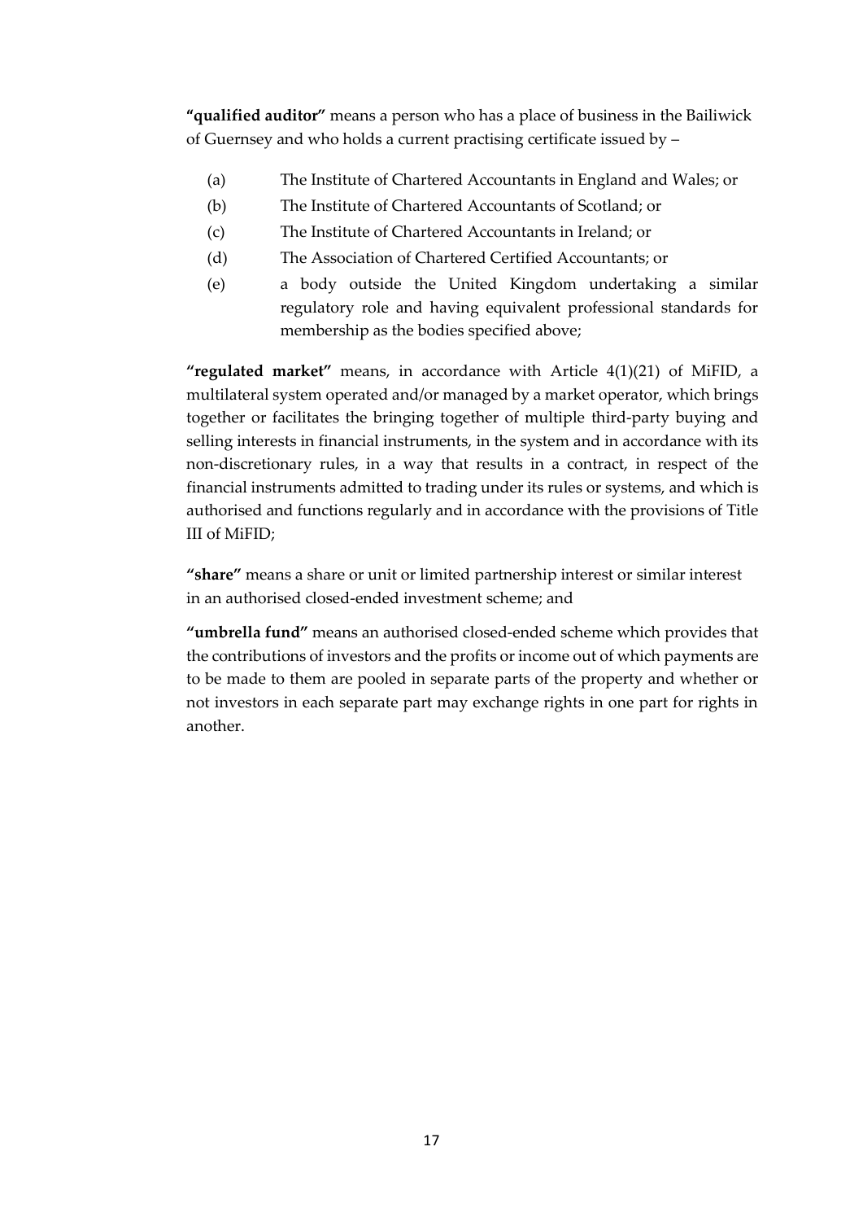**"qualified auditor"** means a person who has a place of business in the Bailiwick of Guernsey and who holds a current practising certificate issued by –

(a) The Institute of Chartered Accountants in England and Wales; or

(b) The Institute of Chartered Accountants of Scotland; or

(c) The Institute of Chartered Accountants in Ireland; or

(d) The Association of Chartered Certified Accountants; or

(e) a body outside the United Kingdom undertaking a similar regulatory role and having equivalent professional standards for membership as the bodies specified above;

**"regulated market"** means, in accordance with Article 4(1)(21) of MiFID, a multilateral system operated and/or managed by a market operator, which brings together or facilitates the bringing together of multiple third-party buying and selling interests in financial instruments, in the system and in accordance with its non-discretionary rules, in a way that results in a contract, in respect of the financial instruments admitted to trading under its rules or systems, and which is authorised and functions regularly and in accordance with the provisions of Title III of MiFID;

**"share"** means a share or unit or limited partnership interest or similar interest in an authorised closed-ended investment scheme; and

**"umbrella fund"** means an authorised closed-ended scheme which provides that the contributions of investors and the profits or income out of which payments are to be made to them are pooled in separate parts of the property and whether or not investors in each separate part may exchange rights in one part for rights in another.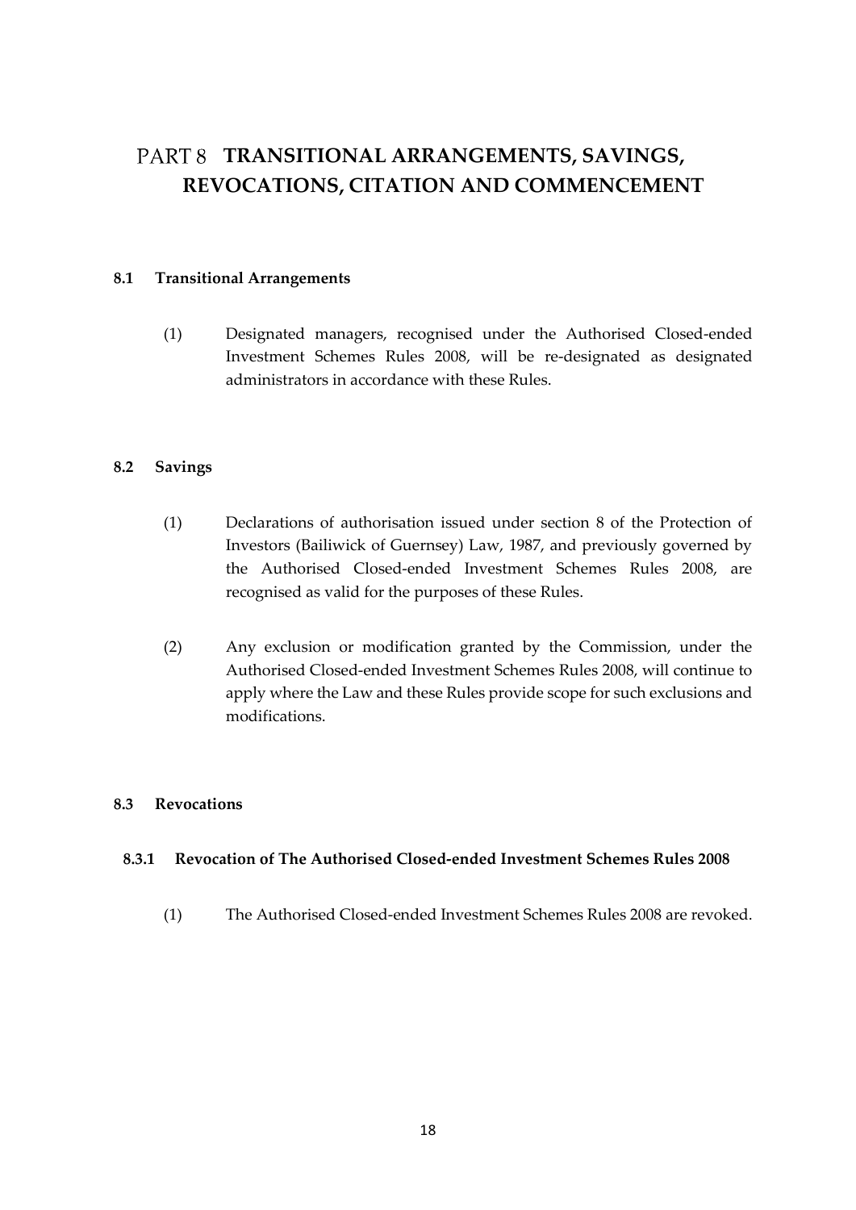# PART 8 TRANSITIONAL ARRANGEMENTS, SAVINGS, REVOCATIONS, CITATION AND COMMENCEMENT

## 8.1 Transitional Arrangements

(1) Designated managers, recognised under the Authorised Closed-ended Investment Schemes Rules 2008, will be re-designated as designated administrators in accordance with these Rules.

## 8.2 Savings

(1) Declarations of authorisation issued under section 8 of the Protection of Investors (Bailiwick of Guernsey) Law, 1987, and previously governed by the Authorised Closed-ended Investment Schemes Rules 2008, are recognised as valid for the purposes of these Rules.

(2) Any exclusion or modification granted by the Commission, under the Authorised Closed-ended Investment Schemes Rules 2008, will continue to apply where the Law and these Rules provide scope for such exclusions and modifications.

## 8.3 Revocations

### 8.3.1 Revocation of The Authorised Closed-ended Investment Schemes Rules 2008

(1) The Authorised Closed-ended Investment Schemes Rules 2008 are revoked.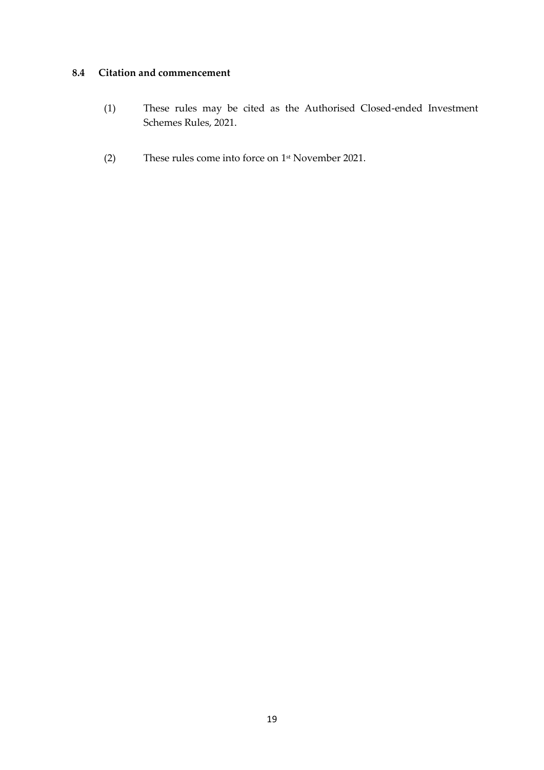### 8.4 Citation and commencement

(1) These rules may be cited as the Authorised Closed-ended Investment Schemes Rules, 2021.

(2) These rules come into force on 1st November 2021.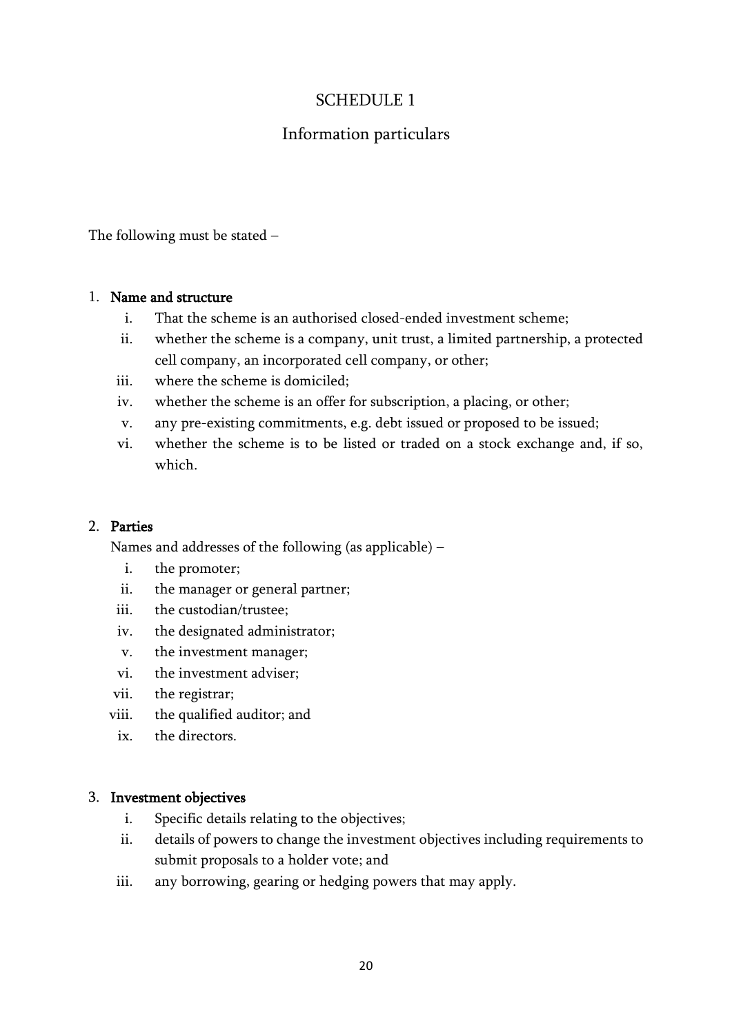# SCHEDULE 1

## Information particulars

The following must be stated –

1. **Name and structure**
   i. That the scheme is an authorised closed-ended investment scheme;
   ii. whether the scheme is a company, unit trust, a limited partnership, a protected cell company, an incorporated cell company, or other;
   iii. where the scheme is domiciled;
   iv. whether the scheme is an offer for subscription, a placing, or other;
   v. any pre-existing commitments, e.g. debt issued or proposed to be issued;
   vi. whether the scheme is to be listed or traded on a stock exchange and, if so, which.

2. **Parties**

   Names and addresses of the following (as applicable) –
   i. the promoter;
   ii. the manager or general partner;
   iii. the custodian/trustee;
   iv. the designated administrator;
   v. the investment manager;
   vi. the investment adviser;
   vii. the registrar;
   viii. the qualified auditor; and
   ix. the directors.

3. **Investment objectives**
   i. Specific details relating to the objectives;
   ii. details of powers to change the investment objectives including requirements to submit proposals to a holder vote; and
   iii. any borrowing, gearing or hedging powers that may apply.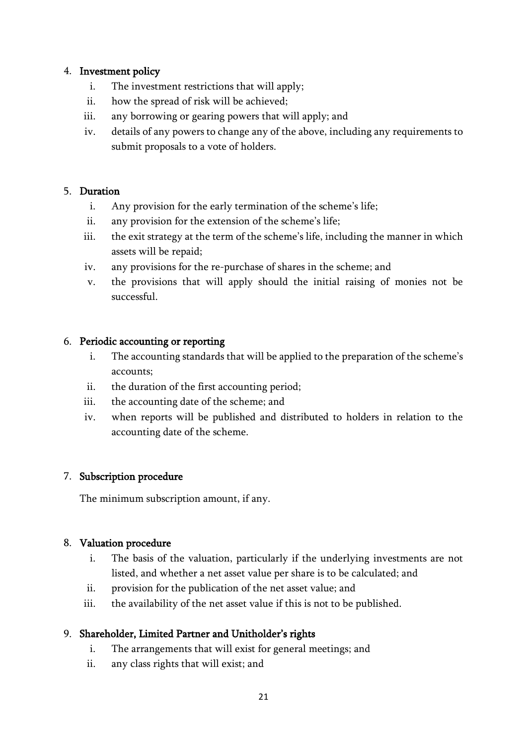4. **Investment policy**
    i. The investment restrictions that will apply;
    ii. how the spread of risk will be achieved;
    iii. any borrowing or gearing powers that will apply; and
    iv. details of any powers to change any of the above, including any requirements to submit proposals to a vote of holders.

5. **Duration**
    i. Any provision for the early termination of the scheme's life;
    ii. any provision for the extension of the scheme's life;
    iii. the exit strategy at the term of the scheme's life, including the manner in which assets will be repaid;
    iv. any provisions for the re-purchase of shares in the scheme; and
    v. the provisions that will apply should the initial raising of monies not be successful.

6. **Periodic accounting or reporting**
    i. The accounting standards that will be applied to the preparation of the scheme's accounts;
    ii. the duration of the first accounting period;
    iii. the accounting date of the scheme; and
    iv. when reports will be published and distributed to holders in relation to the accounting date of the scheme.

7. **Subscription procedure**

    The minimum subscription amount, if any.

8. **Valuation procedure**
    i. The basis of the valuation, particularly if the underlying investments are not listed, and whether a net asset value per share is to be calculated; and
    ii. provision for the publication of the net asset value; and
    iii. the availability of the net asset value if this is not to be published.

9. **Shareholder, Limited Partner and Unitholder's rights**
    i. The arrangements that will exist for general meetings; and
    ii. any class rights that will exist; and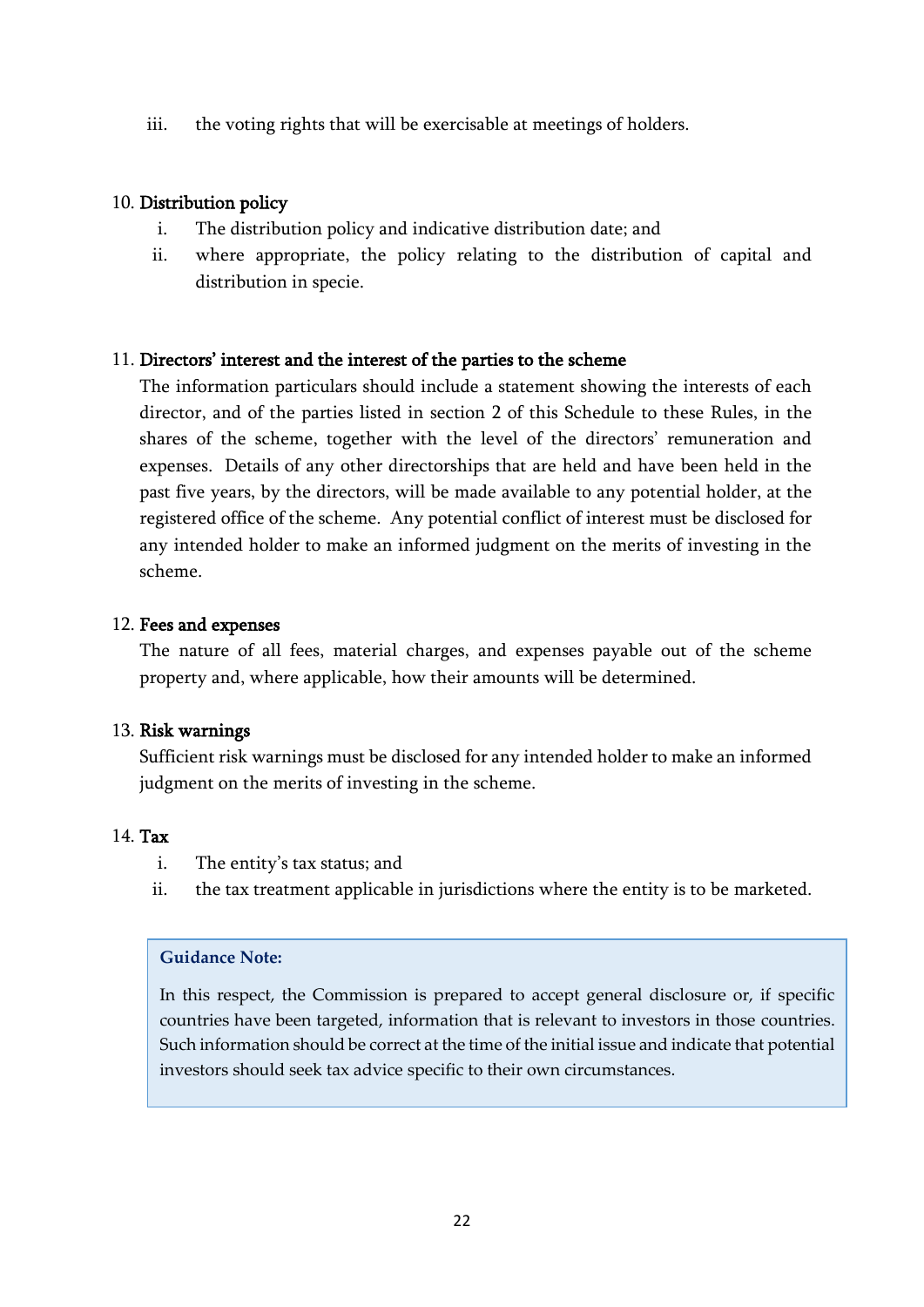iii. the voting rights that will be exercisable at meetings of holders.

10. **Distribution policy**
    i. The distribution policy and indicative distribution date; and
    ii. where appropriate, the policy relating to the distribution of capital and distribution in specie.

11. **Directors' interest and the interest of the parties to the scheme**

    The information particulars should include a statement showing the interests of each director, and of the parties listed in section 2 of this Schedule to these Rules, in the shares of the scheme, together with the level of the directors' remuneration and expenses. Details of any other directorships that are held and have been held in the past five years, by the directors, will be made available to any potential holder, at the registered office of the scheme. Any potential conflict of interest must be disclosed for any intended holder to make an informed judgment on the merits of investing in the scheme.

12. **Fees and expenses**

    The nature of all fees, material charges, and expenses payable out of the scheme property and, where applicable, how their amounts will be determined.

13. **Risk warnings**

    Sufficient risk warnings must be disclosed for any intended holder to make an informed judgment on the merits of investing in the scheme.

14. **Tax**
    i. The entity's tax status; and
    ii. the tax treatment applicable in jurisdictions where the entity is to be marketed.

> **Guidance Note:**
>
> In this respect, the Commission is prepared to accept general disclosure or, if specific countries have been targeted, information that is relevant to investors in those countries. Such information should be correct at the time of the initial issue and indicate that potential investors should seek tax advice specific to their own circumstances.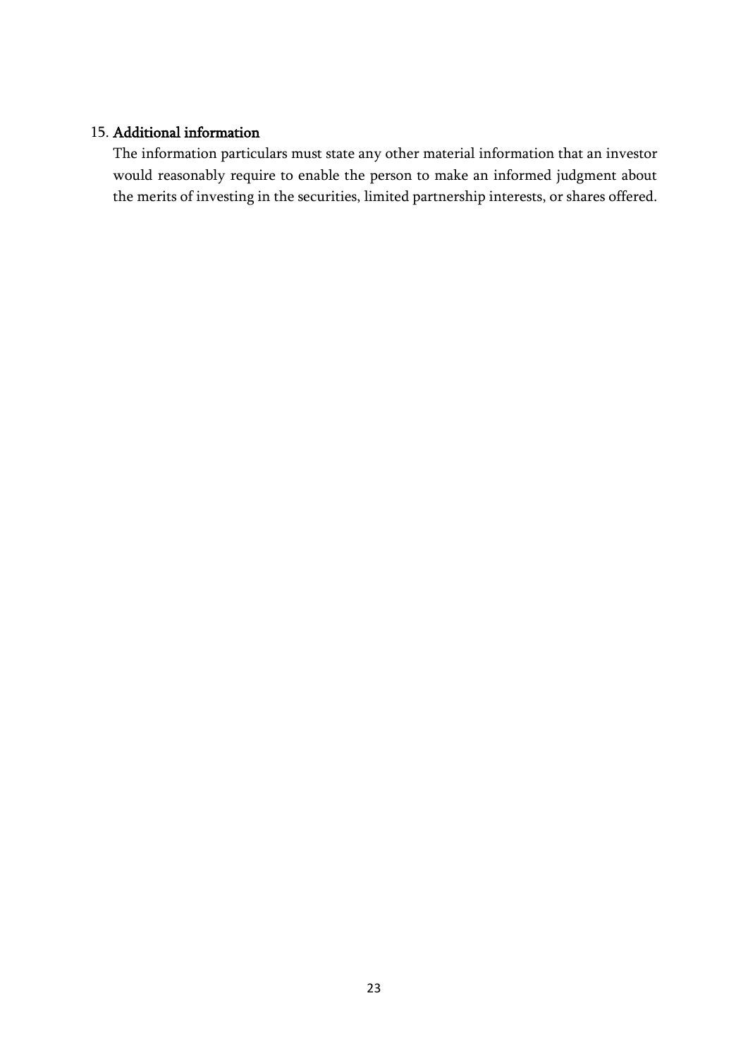15. **Additional information**

The information particulars must state any other material information that an investor would reasonably require to enable the person to make an informed judgment about the merits of investing in the securities, limited partnership interests, or shares offered.